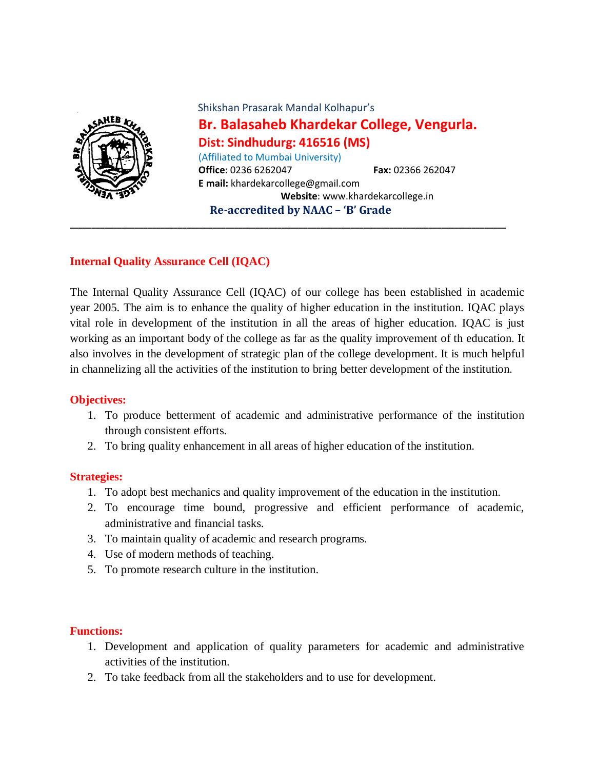Shikshan Prasarak Mandal Kolhapur's

# Br. Balasaheb Khardekar College, Vengurla.

## Dist: Sindhudurg: 416516 (MS)

(Affiliated to Mumbai University)

**Office**: 0236 6262047 **Fax:** 02366 262047

**E mail:** khardekarcollege@gmail.com

**Website**: www.khardekarcollege.in

**Re-accredited by NAAC – 'B' Grade**

---

## Internal Quality Assurance Cell (IQAC)

The Internal Quality Assurance Cell (IQAC) of our college has been established in academic year 2005. The aim is to enhance the quality of higher education in the institution. IQAC plays vital role in development of the institution in all the areas of higher education. IQAC is just working as an important body of the college as far as the quality improvement of th education. It also involves in the development of strategic plan of the college development. It is much helpful in channelizing all the activities of the institution to bring better development of the institution.

### Objectives:

1. To produce betterment of academic and administrative performance of the institution through consistent efforts.
2. To bring quality enhancement in all areas of higher education of the institution.

### Strategies:

1. To adopt best mechanics and quality improvement of the education in the institution.
2. To encourage time bound, progressive and efficient performance of academic, administrative and financial tasks.
3. To maintain quality of academic and research programs.
4. Use of modern methods of teaching.
5. To promote research culture in the institution.

### Functions:

1. Development and application of quality parameters for academic and administrative activities of the institution.
2. To take feedback from all the stakeholders and to use for development.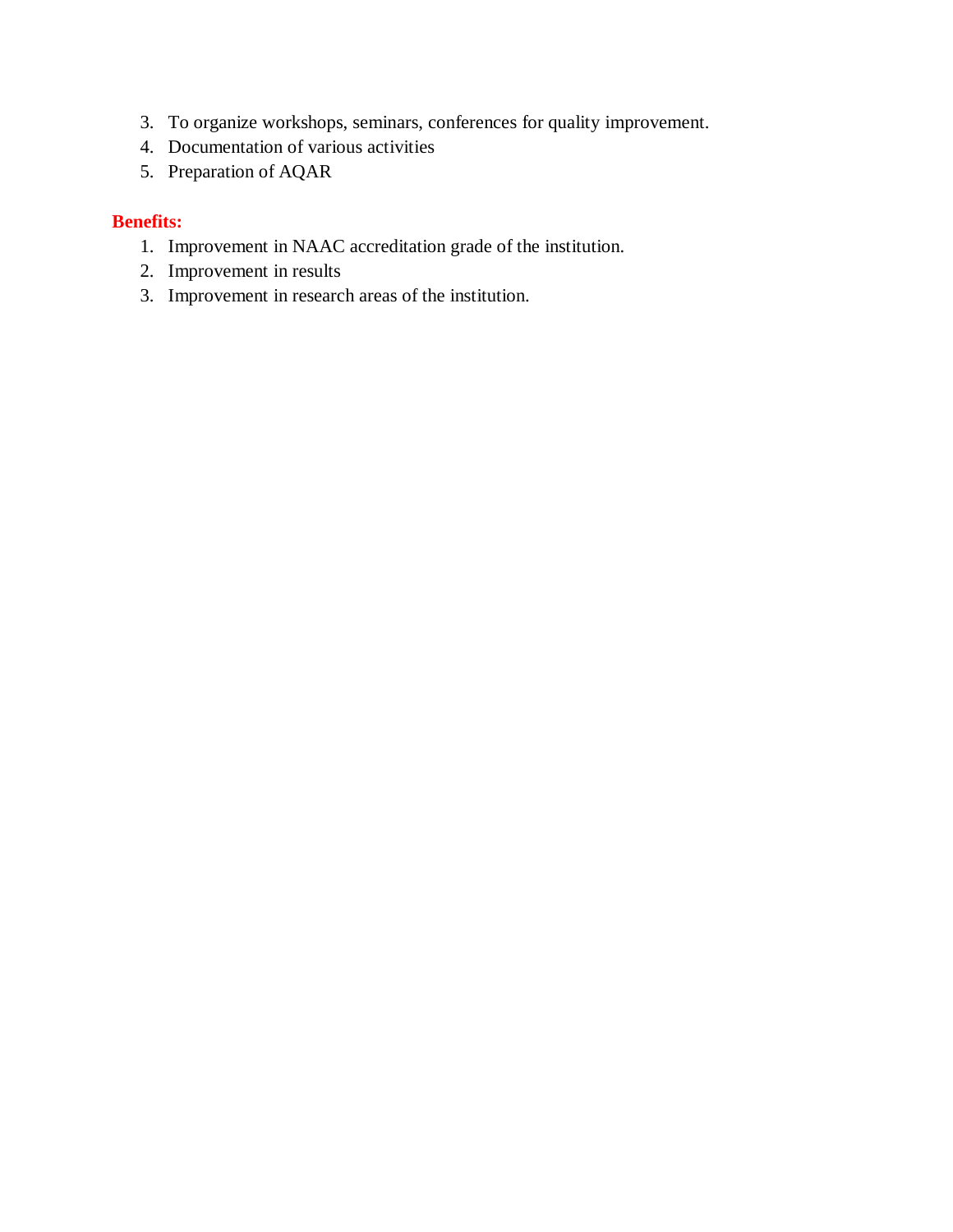3. To organize workshops, seminars, conferences for quality improvement.
4. Documentation of various activities
5. Preparation of AQAR

**Benefits:**

1. Improvement in NAAC accreditation grade of the institution.
2. Improvement in results
3. Improvement in research areas of the institution.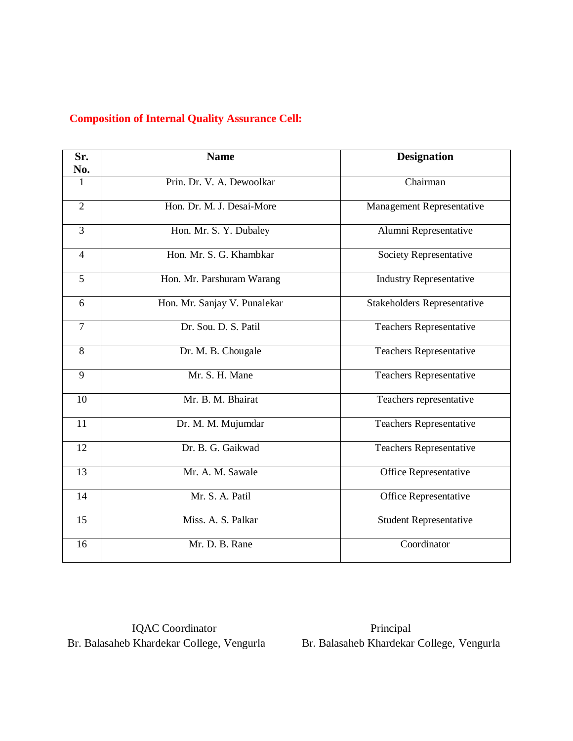**Composition of Internal Quality Assurance Cell:**

| Sr. No. | Name | Designation |
|---|---|---|
| 1 | Prin. Dr. V. A. Dewoolkar | Chairman |
| 2 | Hon. Dr. M. J. Desai-More | Management Representative |
| 3 | Hon. Mr. S. Y. Dubaley | Alumni Representative |
| 4 | Hon. Mr. S. G. Khambkar | Society Representative |
| 5 | Hon. Mr. Parshuram Warang | Industry Representative |
| 6 | Hon. Mr. Sanjay V. Punalekar | Stakeholders Representative |
| 7 | Dr. Sou. D. S. Patil | Teachers Representative |
| 8 | Dr. M. B. Chougale | Teachers Representative |
| 9 | Mr. S. H. Mane | Teachers Representative |
| 10 | Mr. B. M. Bhairat | Teachers representative |
| 11 | Dr. M. M. Mujumdar | Teachers Representative |
| 12 | Dr. B. G. Gaikwad | Teachers Representative |
| 13 | Mr. A. M. Sawale | Office Representative |
| 14 | Mr. S. A. Patil | Office Representative |
| 15 | Miss. A. S. Palkar | Student Representative |
| 16 | Mr. D. B. Rane | Coordinator |

IQAC Coordinator
Br. Balasaheb Khardekar College, Vengurla

Principal
Br. Balasaheb Khardekar College, Vengurla